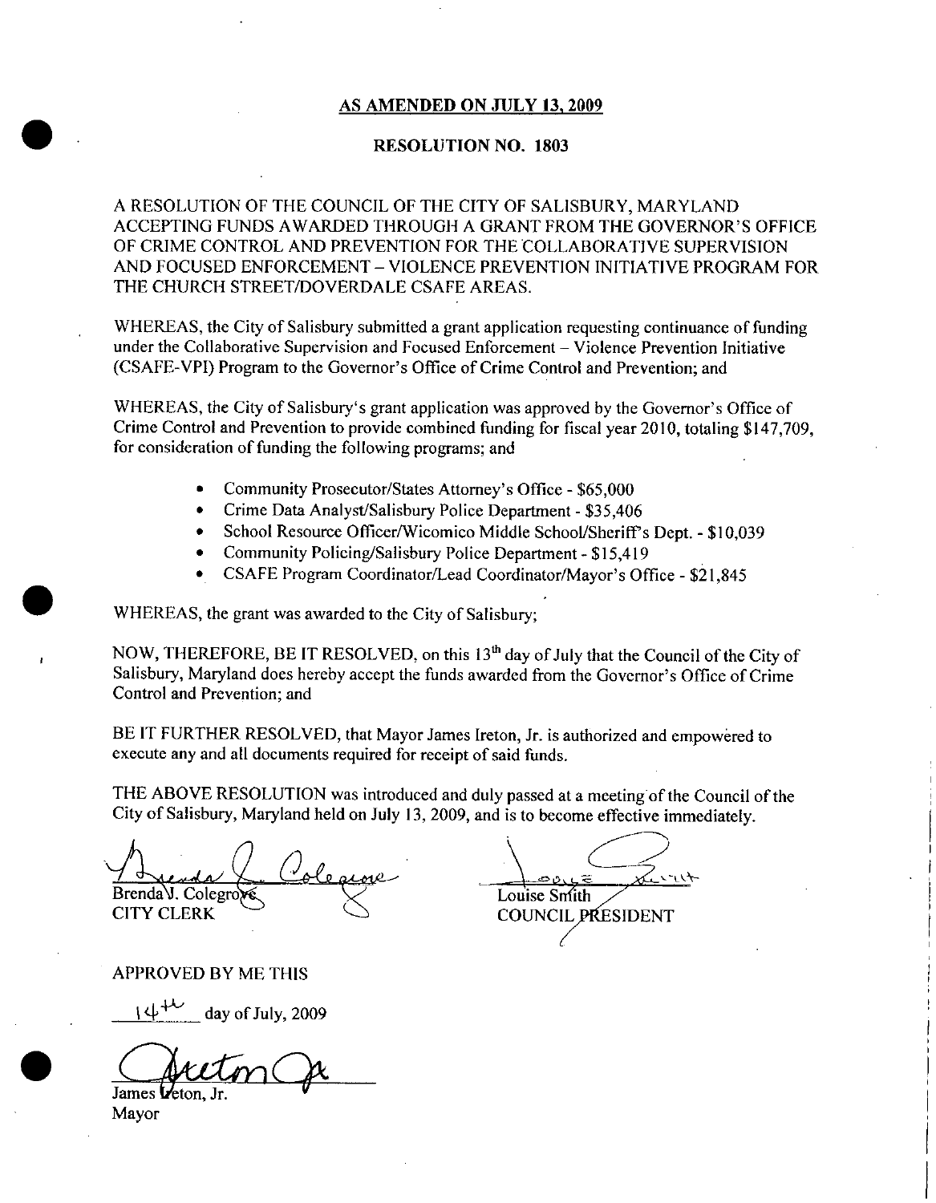**AS AMENDED ON JULY 13, 2009**

**RESOLUTION NO. 1803**

A RESOLUTION OF THE COUNCIL OF THE CITY OF SALISBURY, MARYLAND ACCEPTING FUNDS AWARDED THROUGH A GRANT FROM THE GOVERNOR'S OFFICE OF CRIME CONTROL AND PREVENTION FOR THE COLLABORATIVE SUPERVISION AND FOCUSED ENFORCEMENT – VIOLENCE PREVENTION INITIATIVE PROGRAM FOR THE CHURCH STREET/DOVERDALE CSAFE AREAS.

WHEREAS, the City of Salisbury submitted a grant application requesting continuance of funding under the Collaborative Supervision and Focused Enforcement – Violence Prevention Initiative (CSAFE-VPI) Program to the Governor's Office of Crime Control and Prevention; and

WHEREAS, the City of Salisbury's grant application was approved by the Governor's Office of Crime Control and Prevention to provide combined funding for fiscal year 2010, totaling $147,709, for consideration of funding the following programs; and

- Community Prosecutor/States Attorney's Office - $65,000
- Crime Data Analyst/Salisbury Police Department - $35,406
- School Resource Officer/Wicomico Middle School/Sheriff's Dept. - $10,039
- Community Policing/Salisbury Police Department - $15,419
- CSAFE Program Coordinator/Lead Coordinator/Mayor's Office - $21,845

WHEREAS, the grant was awarded to the City of Salisbury;

NOW, THEREFORE, BE IT RESOLVED, on this 13th day of July that the Council of the City of Salisbury, Maryland does hereby accept the funds awarded from the Governor's Office of Crime Control and Prevention; and

BE IT FURTHER RESOLVED, that Mayor James Ireton, Jr. is authorized and empowered to execute any and all documents required for receipt of said funds.

THE ABOVE RESOLUTION was introduced and duly passed at a meeting of the Council of the City of Salisbury, Maryland held on July 13, 2009, and is to become effective immediately.

Brenda J. Colegrove
CITY CLERK

Louise Smith
COUNCIL PRESIDENT

APPROVED BY ME THIS

14th day of July, 2009

James Ireton, Jr.
Mayor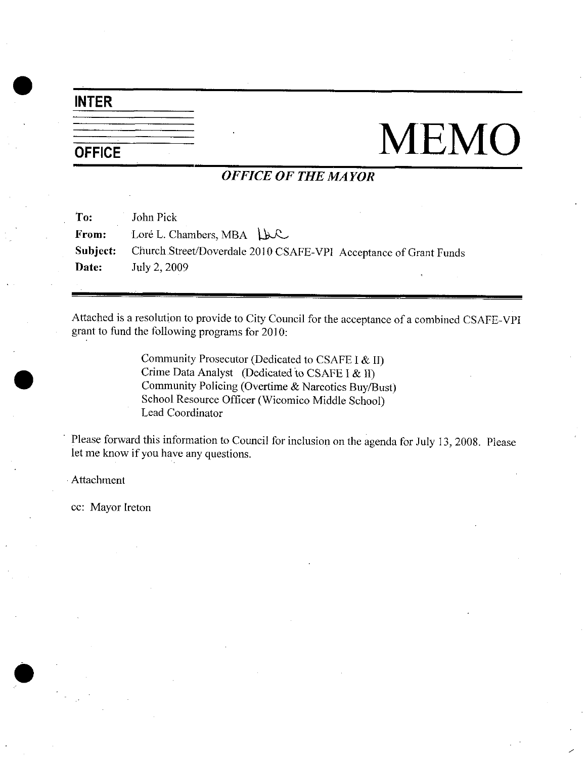**INTER OFFICE**

# MEMO

***OFFICE OF THE MAYOR***

**To:** John Pick

**From:** Loré L. Chambers, MBA

**Subject:** Church Street/Doverdale 2010 CSAFE-VPI Acceptance of Grant Funds

**Date:** July 2, 2009

---

Attached is a resolution to provide to City Council for the acceptance of a combined CSAFE-VPI grant to fund the following programs for 2010:

Community Prosecutor (Dedicated to CSAFE I & II)
Crime Data Analyst (Dedicated to CSAFE I & II)
Community Policing (Overtime & Narcotics Buy/Bust)
School Resource Officer (Wicomico Middle School)
Lead Coordinator

Please forward this information to Council for inclusion on the agenda for July 13, 2008. Please let me know if you have any questions.

Attachment

cc: Mayor Ireton